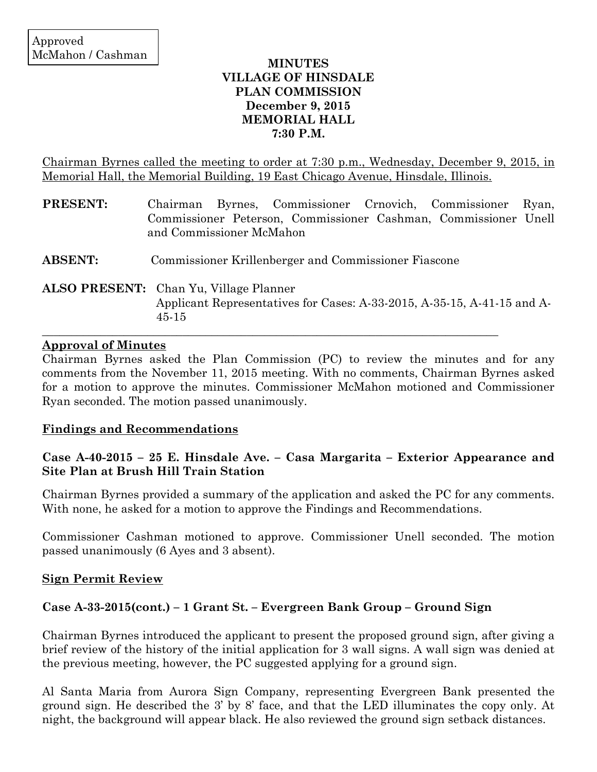Approved
McMahon / Cashman

**MINUTES**
**VILLAGE OF HINSDALE**
**PLAN COMMISSION**
**December 9, 2015**
**MEMORIAL HALL**
**7:30 P.M.**

Chairman Byrnes called the meeting to order at 7:30 p.m., Wednesday, December 9, 2015, in Memorial Hall, the Memorial Building, 19 East Chicago Avenue, Hinsdale, Illinois.

**PRESENT:** Chairman Byrnes, Commissioner Crnovich, Commissioner Ryan, Commissioner Peterson, Commissioner Cashman, Commissioner Unell and Commissioner McMahon

**ABSENT:** Commissioner Krillenberger and Commissioner Fiascone

**ALSO PRESENT:** Chan Yu, Village Planner
Applicant Representatives for Cases: A-33-2015, A-35-15, A-41-15 and A-45-15

---

**Approval of Minutes**

Chairman Byrnes asked the Plan Commission (PC) to review the minutes and for any comments from the November 11, 2015 meeting. With no comments, Chairman Byrnes asked for a motion to approve the minutes. Commissioner McMahon motioned and Commissioner Ryan seconded. The motion passed unanimously.

**Findings and Recommendations**

**Case A-40-2015 – 25 E. Hinsdale Ave. – Casa Margarita – Exterior Appearance and Site Plan at Brush Hill Train Station**

Chairman Byrnes provided a summary of the application and asked the PC for any comments. With none, he asked for a motion to approve the Findings and Recommendations.

Commissioner Cashman motioned to approve. Commissioner Unell seconded. The motion passed unanimously (6 Ayes and 3 absent).

**Sign Permit Review**

**Case A-33-2015(cont.) – 1 Grant St. – Evergreen Bank Group – Ground Sign**

Chairman Byrnes introduced the applicant to present the proposed ground sign, after giving a brief review of the history of the initial application for 3 wall signs. A wall sign was denied at the previous meeting, however, the PC suggested applying for a ground sign.

Al Santa Maria from Aurora Sign Company, representing Evergreen Bank presented the ground sign. He described the 3' by 8' face, and that the LED illuminates the copy only. At night, the background will appear black. He also reviewed the ground sign setback distances.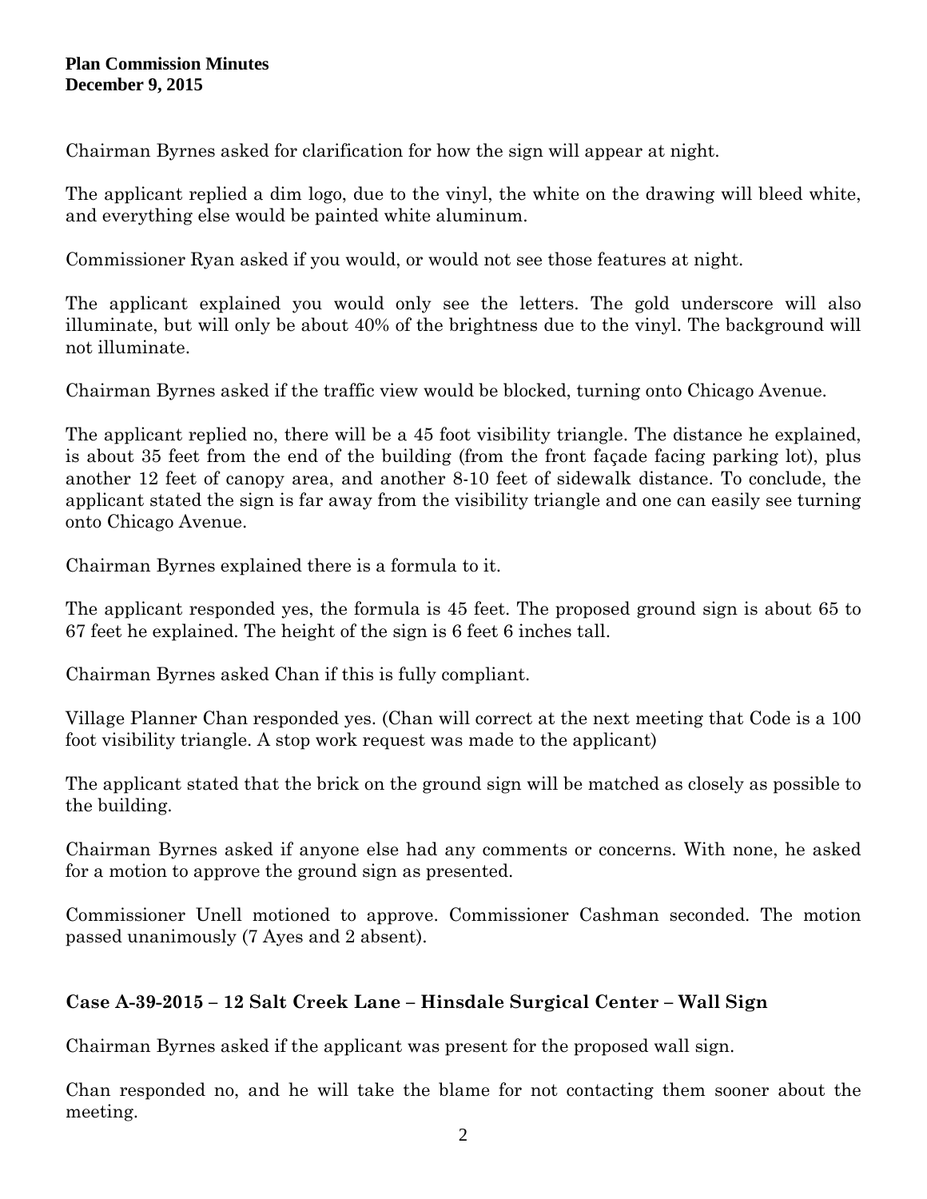Chairman Byrnes asked for clarification for how the sign will appear at night.

The applicant replied a dim logo, due to the vinyl, the white on the drawing will bleed white, and everything else would be painted white aluminum.

Commissioner Ryan asked if you would, or would not see those features at night.

The applicant explained you would only see the letters. The gold underscore will also illuminate, but will only be about 40% of the brightness due to the vinyl. The background will not illuminate.

Chairman Byrnes asked if the traffic view would be blocked, turning onto Chicago Avenue.

The applicant replied no, there will be a 45 foot visibility triangle. The distance he explained, is about 35 feet from the end of the building (from the front façade facing parking lot), plus another 12 feet of canopy area, and another 8-10 feet of sidewalk distance. To conclude, the applicant stated the sign is far away from the visibility triangle and one can easily see turning onto Chicago Avenue.

Chairman Byrnes explained there is a formula to it.

The applicant responded yes, the formula is 45 feet. The proposed ground sign is about 65 to 67 feet he explained. The height of the sign is 6 feet 6 inches tall.

Chairman Byrnes asked Chan if this is fully compliant.

Village Planner Chan responded yes. (Chan will correct at the next meeting that Code is a 100 foot visibility triangle. A stop work request was made to the applicant)

The applicant stated that the brick on the ground sign will be matched as closely as possible to the building.

Chairman Byrnes asked if anyone else had any comments or concerns. With none, he asked for a motion to approve the ground sign as presented.

Commissioner Unell motioned to approve. Commissioner Cashman seconded. The motion passed unanimously (7 Ayes and 2 absent).

### Case A-39-2015 – 12 Salt Creek Lane – Hinsdale Surgical Center – Wall Sign

Chairman Byrnes asked if the applicant was present for the proposed wall sign.

Chan responded no, and he will take the blame for not contacting them sooner about the meeting.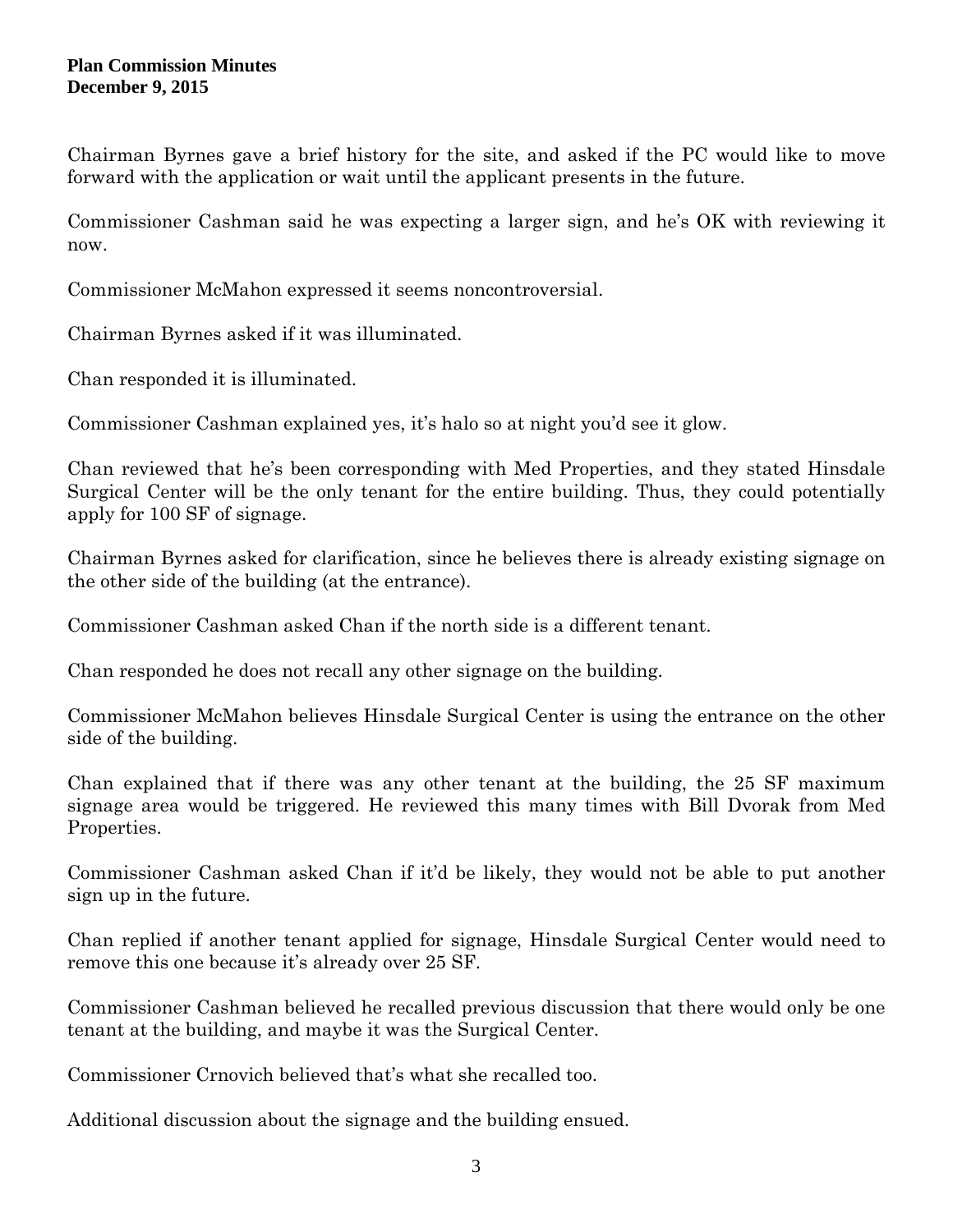Chairman Byrnes gave a brief history for the site, and asked if the PC would like to move forward with the application or wait until the applicant presents in the future.

Commissioner Cashman said he was expecting a larger sign, and he's OK with reviewing it now.

Commissioner McMahon expressed it seems noncontroversial.

Chairman Byrnes asked if it was illuminated.

Chan responded it is illuminated.

Commissioner Cashman explained yes, it's halo so at night you'd see it glow.

Chan reviewed that he's been corresponding with Med Properties, and they stated Hinsdale Surgical Center will be the only tenant for the entire building. Thus, they could potentially apply for 100 SF of signage.

Chairman Byrnes asked for clarification, since he believes there is already existing signage on the other side of the building (at the entrance).

Commissioner Cashman asked Chan if the north side is a different tenant.

Chan responded he does not recall any other signage on the building.

Commissioner McMahon believes Hinsdale Surgical Center is using the entrance on the other side of the building.

Chan explained that if there was any other tenant at the building, the 25 SF maximum signage area would be triggered. He reviewed this many times with Bill Dvorak from Med Properties.

Commissioner Cashman asked Chan if it'd be likely, they would not be able to put another sign up in the future.

Chan replied if another tenant applied for signage, Hinsdale Surgical Center would need to remove this one because it's already over 25 SF.

Commissioner Cashman believed he recalled previous discussion that there would only be one tenant at the building, and maybe it was the Surgical Center.

Commissioner Crnovich believed that's what she recalled too.

Additional discussion about the signage and the building ensued.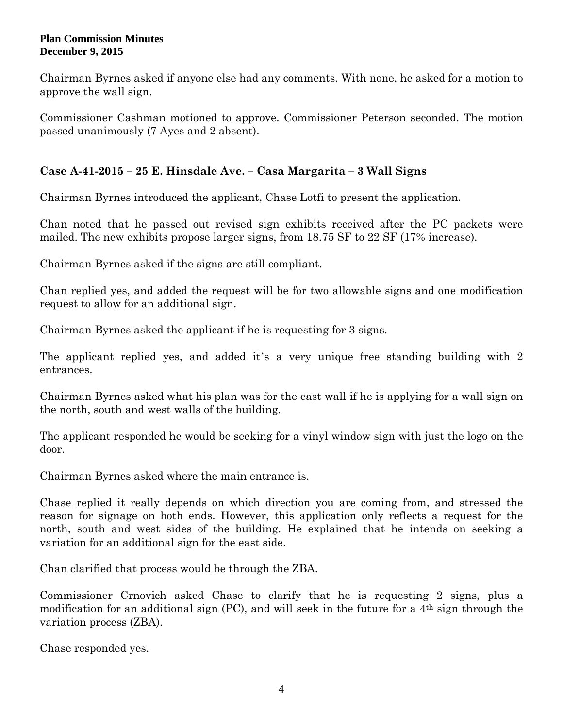Chairman Byrnes asked if anyone else had any comments. With none, he asked for a motion to approve the wall sign.

Commissioner Cashman motioned to approve. Commissioner Peterson seconded. The motion passed unanimously (7 Ayes and 2 absent).

**Case A-41-2015 – 25 E. Hinsdale Ave. – Casa Margarita – 3 Wall Signs**

Chairman Byrnes introduced the applicant, Chase Lotfi to present the application.

Chan noted that he passed out revised sign exhibits received after the PC packets were mailed. The new exhibits propose larger signs, from 18.75 SF to 22 SF (17% increase).

Chairman Byrnes asked if the signs are still compliant.

Chan replied yes, and added the request will be for two allowable signs and one modification request to allow for an additional sign.

Chairman Byrnes asked the applicant if he is requesting for 3 signs.

The applicant replied yes, and added it's a very unique free standing building with 2 entrances.

Chairman Byrnes asked what his plan was for the east wall if he is applying for a wall sign on the north, south and west walls of the building.

The applicant responded he would be seeking for a vinyl window sign with just the logo on the door.

Chairman Byrnes asked where the main entrance is.

Chase replied it really depends on which direction you are coming from, and stressed the reason for signage on both ends. However, this application only reflects a request for the north, south and west sides of the building. He explained that he intends on seeking a variation for an additional sign for the east side.

Chan clarified that process would be through the ZBA.

Commissioner Crnovich asked Chase to clarify that he is requesting 2 signs, plus a modification for an additional sign (PC), and will seek in the future for a 4th sign through the variation process (ZBA).

Chase responded yes.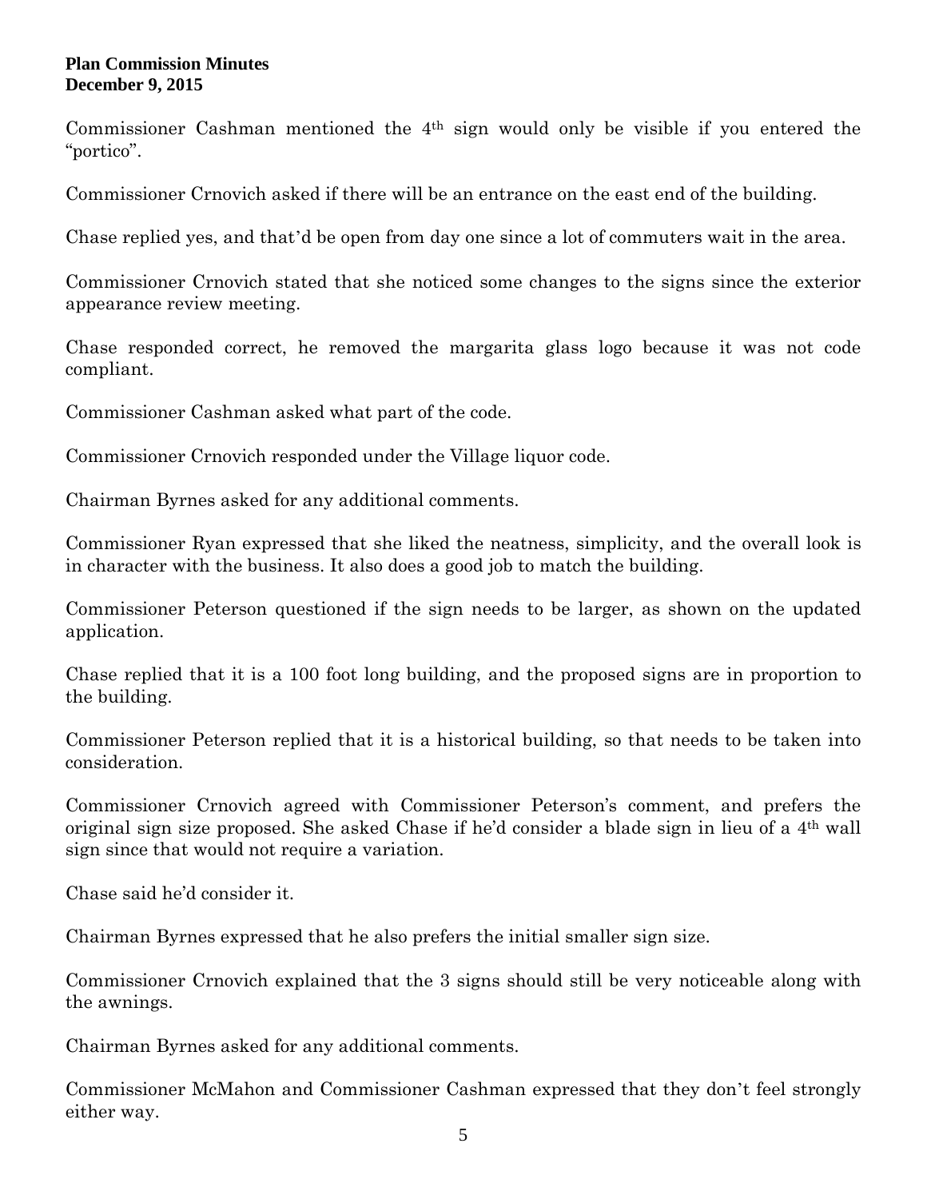Commissioner Cashman mentioned the 4th sign would only be visible if you entered the "portico".

Commissioner Crnovich asked if there will be an entrance on the east end of the building.

Chase replied yes, and that'd be open from day one since a lot of commuters wait in the area.

Commissioner Crnovich stated that she noticed some changes to the signs since the exterior appearance review meeting.

Chase responded correct, he removed the margarita glass logo because it was not code compliant.

Commissioner Cashman asked what part of the code.

Commissioner Crnovich responded under the Village liquor code.

Chairman Byrnes asked for any additional comments.

Commissioner Ryan expressed that she liked the neatness, simplicity, and the overall look is in character with the business. It also does a good job to match the building.

Commissioner Peterson questioned if the sign needs to be larger, as shown on the updated application.

Chase replied that it is a 100 foot long building, and the proposed signs are in proportion to the building.

Commissioner Peterson replied that it is a historical building, so that needs to be taken into consideration.

Commissioner Crnovich agreed with Commissioner Peterson's comment, and prefers the original sign size proposed. She asked Chase if he'd consider a blade sign in lieu of a 4th wall sign since that would not require a variation.

Chase said he'd consider it.

Chairman Byrnes expressed that he also prefers the initial smaller sign size.

Commissioner Crnovich explained that the 3 signs should still be very noticeable along with the awnings.

Chairman Byrnes asked for any additional comments.

Commissioner McMahon and Commissioner Cashman expressed that they don't feel strongly either way.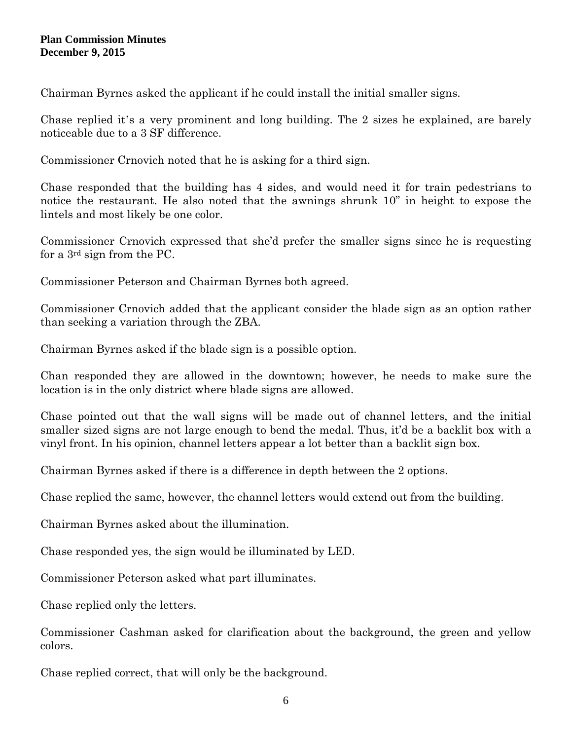Chairman Byrnes asked the applicant if he could install the initial smaller signs.

Chase replied it's a very prominent and long building. The 2 sizes he explained, are barely noticeable due to a 3 SF difference.

Commissioner Crnovich noted that he is asking for a third sign.

Chase responded that the building has 4 sides, and would need it for train pedestrians to notice the restaurant. He also noted that the awnings shrunk 10" in height to expose the lintels and most likely be one color.

Commissioner Crnovich expressed that she'd prefer the smaller signs since he is requesting for a 3rd sign from the PC.

Commissioner Peterson and Chairman Byrnes both agreed.

Commissioner Crnovich added that the applicant consider the blade sign as an option rather than seeking a variation through the ZBA.

Chairman Byrnes asked if the blade sign is a possible option.

Chan responded they are allowed in the downtown; however, he needs to make sure the location is in the only district where blade signs are allowed.

Chase pointed out that the wall signs will be made out of channel letters, and the initial smaller sized signs are not large enough to bend the medal. Thus, it'd be a backlit box with a vinyl front. In his opinion, channel letters appear a lot better than a backlit sign box.

Chairman Byrnes asked if there is a difference in depth between the 2 options.

Chase replied the same, however, the channel letters would extend out from the building.

Chairman Byrnes asked about the illumination.

Chase responded yes, the sign would be illuminated by LED.

Commissioner Peterson asked what part illuminates.

Chase replied only the letters.

Commissioner Cashman asked for clarification about the background, the green and yellow colors.

Chase replied correct, that will only be the background.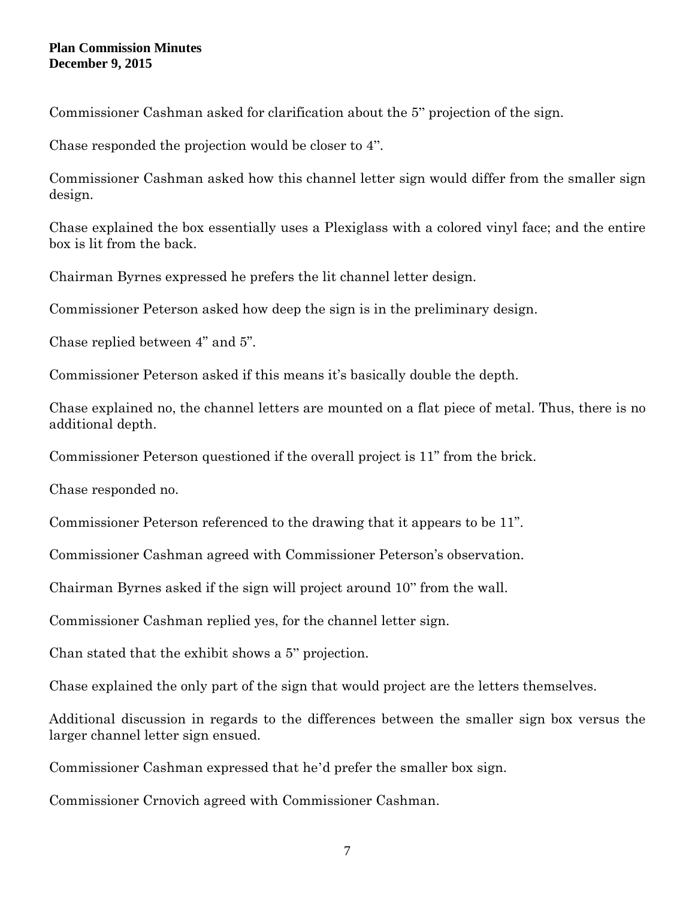Commissioner Cashman asked for clarification about the 5" projection of the sign.

Chase responded the projection would be closer to 4".

Commissioner Cashman asked how this channel letter sign would differ from the smaller sign design.

Chase explained the box essentially uses a Plexiglass with a colored vinyl face; and the entire box is lit from the back.

Chairman Byrnes expressed he prefers the lit channel letter design.

Commissioner Peterson asked how deep the sign is in the preliminary design.

Chase replied between 4" and 5".

Commissioner Peterson asked if this means it's basically double the depth.

Chase explained no, the channel letters are mounted on a flat piece of metal. Thus, there is no additional depth.

Commissioner Peterson questioned if the overall project is 11" from the brick.

Chase responded no.

Commissioner Peterson referenced to the drawing that it appears to be 11".

Commissioner Cashman agreed with Commissioner Peterson's observation.

Chairman Byrnes asked if the sign will project around 10" from the wall.

Commissioner Cashman replied yes, for the channel letter sign.

Chan stated that the exhibit shows a 5" projection.

Chase explained the only part of the sign that would project are the letters themselves.

Additional discussion in regards to the differences between the smaller sign box versus the larger channel letter sign ensued.

Commissioner Cashman expressed that he'd prefer the smaller box sign.

Commissioner Crnovich agreed with Commissioner Cashman.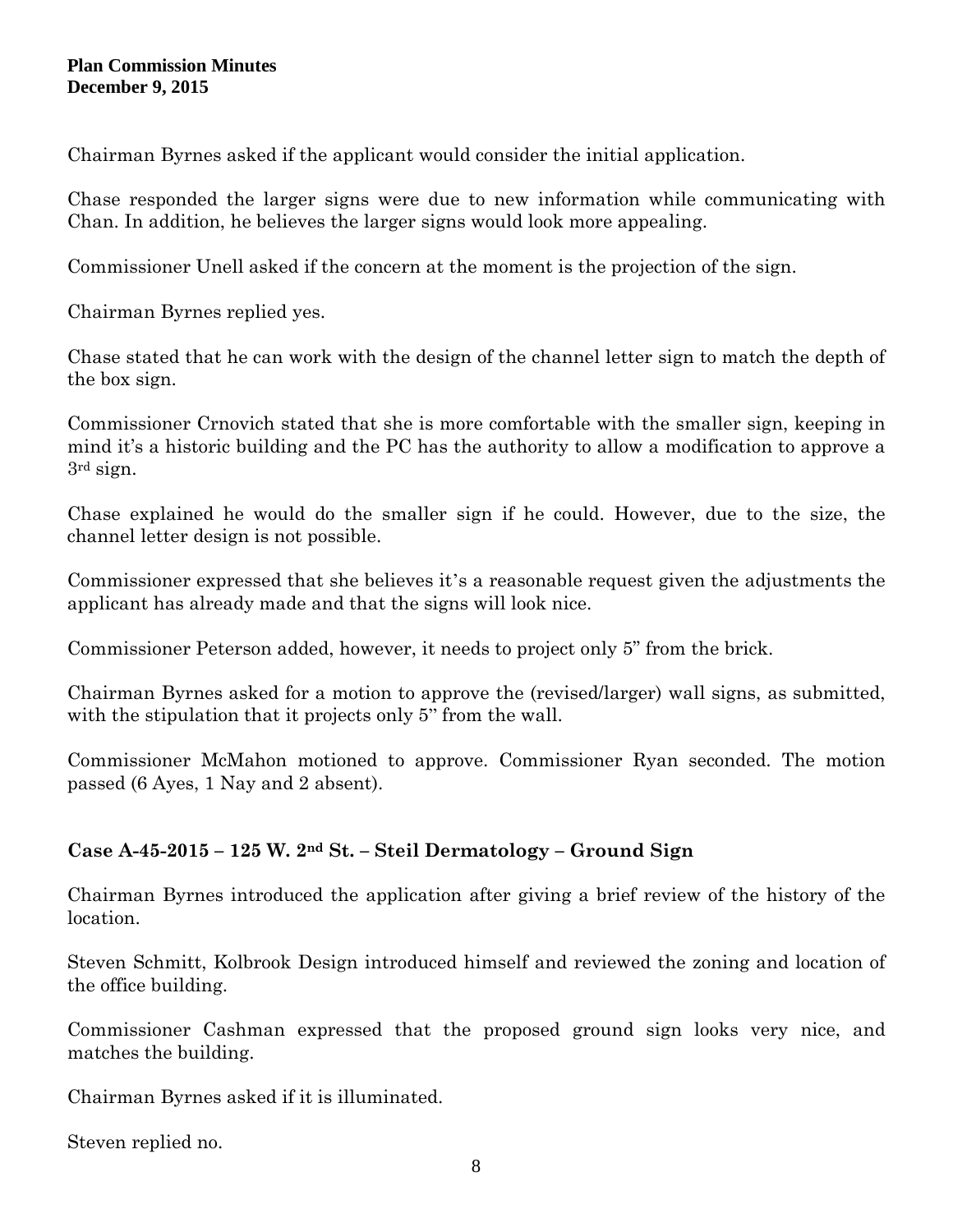Chairman Byrnes asked if the applicant would consider the initial application.

Chase responded the larger signs were due to new information while communicating with Chan. In addition, he believes the larger signs would look more appealing.

Commissioner Unell asked if the concern at the moment is the projection of the sign.

Chairman Byrnes replied yes.

Chase stated that he can work with the design of the channel letter sign to match the depth of the box sign.

Commissioner Crnovich stated that she is more comfortable with the smaller sign, keeping in mind it's a historic building and the PC has the authority to allow a modification to approve a 3rd sign.

Chase explained he would do the smaller sign if he could. However, due to the size, the channel letter design is not possible.

Commissioner expressed that she believes it's a reasonable request given the adjustments the applicant has already made and that the signs will look nice.

Commissioner Peterson added, however, it needs to project only 5" from the brick.

Chairman Byrnes asked for a motion to approve the (revised/larger) wall signs, as submitted, with the stipulation that it projects only 5" from the wall.

Commissioner McMahon motioned to approve. Commissioner Ryan seconded. The motion passed (6 Ayes, 1 Nay and 2 absent).

### Case A-45-2015 – 125 W. 2nd St. – Steil Dermatology – Ground Sign

Chairman Byrnes introduced the application after giving a brief review of the history of the location.

Steven Schmitt, Kolbrook Design introduced himself and reviewed the zoning and location of the office building.

Commissioner Cashman expressed that the proposed ground sign looks very nice, and matches the building.

Chairman Byrnes asked if it is illuminated.

Steven replied no.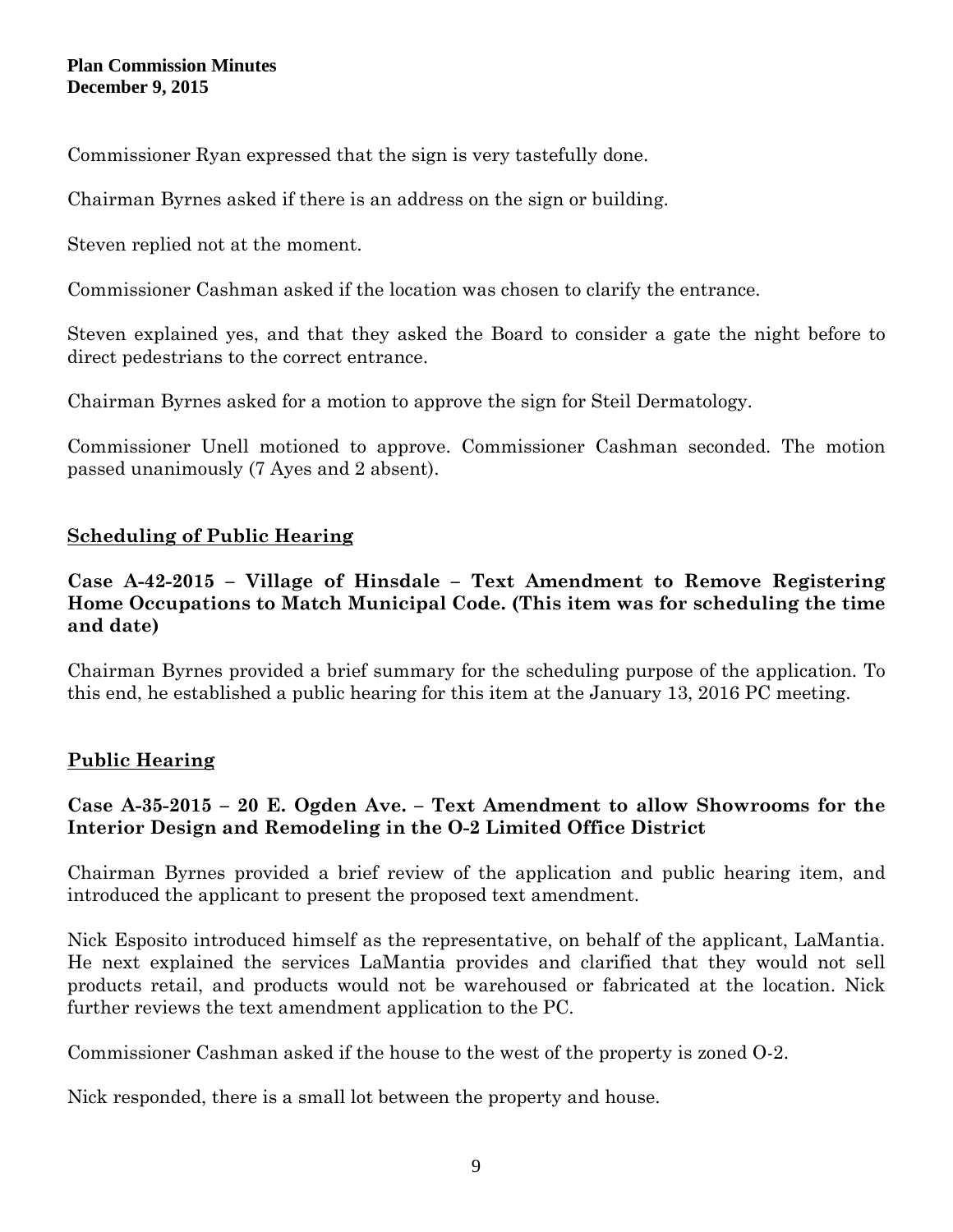Commissioner Ryan expressed that the sign is very tastefully done.

Chairman Byrnes asked if there is an address on the sign or building.

Steven replied not at the moment.

Commissioner Cashman asked if the location was chosen to clarify the entrance.

Steven explained yes, and that they asked the Board to consider a gate the night before to direct pedestrians to the correct entrance.

Chairman Byrnes asked for a motion to approve the sign for Steil Dermatology.

Commissioner Unell motioned to approve. Commissioner Cashman seconded. The motion passed unanimously (7 Ayes and 2 absent).

## Scheduling of Public Hearing

### Case A-42-2015 – Village of Hinsdale – Text Amendment to Remove Registering Home Occupations to Match Municipal Code. (This item was for scheduling the time and date)

Chairman Byrnes provided a brief summary for the scheduling purpose of the application. To this end, he established a public hearing for this item at the January 13, 2016 PC meeting.

## Public Hearing

### Case A-35-2015 – 20 E. Ogden Ave. – Text Amendment to allow Showrooms for the Interior Design and Remodeling in the O-2 Limited Office District

Chairman Byrnes provided a brief review of the application and public hearing item, and introduced the applicant to present the proposed text amendment.

Nick Esposito introduced himself as the representative, on behalf of the applicant, LaMantia. He next explained the services LaMantia provides and clarified that they would not sell products retail, and products would not be warehoused or fabricated at the location. Nick further reviews the text amendment application to the PC.

Commissioner Cashman asked if the house to the west of the property is zoned O-2.

Nick responded, there is a small lot between the property and house.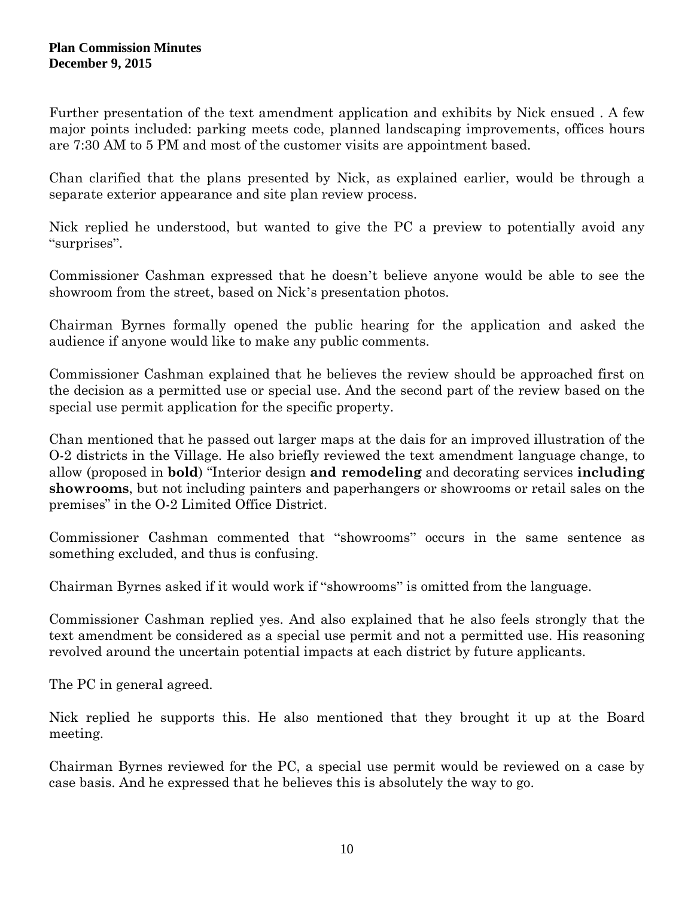Further presentation of the text amendment application and exhibits by Nick ensued . A few major points included: parking meets code, planned landscaping improvements, offices hours are 7:30 AM to 5 PM and most of the customer visits are appointment based.

Chan clarified that the plans presented by Nick, as explained earlier, would be through a separate exterior appearance and site plan review process.

Nick replied he understood, but wanted to give the PC a preview to potentially avoid any "surprises".

Commissioner Cashman expressed that he doesn't believe anyone would be able to see the showroom from the street, based on Nick's presentation photos.

Chairman Byrnes formally opened the public hearing for the application and asked the audience if anyone would like to make any public comments.

Commissioner Cashman explained that he believes the review should be approached first on the decision as a permitted use or special use. And the second part of the review based on the special use permit application for the specific property.

Chan mentioned that he passed out larger maps at the dais for an improved illustration of the O-2 districts in the Village. He also briefly reviewed the text amendment language change, to allow (proposed in **bold**) "Interior design **and remodeling** and decorating services **including showrooms**, but not including painters and paperhangers or showrooms or retail sales on the premises" in the O-2 Limited Office District.

Commissioner Cashman commented that "showrooms" occurs in the same sentence as something excluded, and thus is confusing.

Chairman Byrnes asked if it would work if "showrooms" is omitted from the language.

Commissioner Cashman replied yes. And also explained that he also feels strongly that the text amendment be considered as a special use permit and not a permitted use. His reasoning revolved around the uncertain potential impacts at each district by future applicants.

The PC in general agreed.

Nick replied he supports this. He also mentioned that they brought it up at the Board meeting.

Chairman Byrnes reviewed for the PC, a special use permit would be reviewed on a case by case basis. And he expressed that he believes this is absolutely the way to go.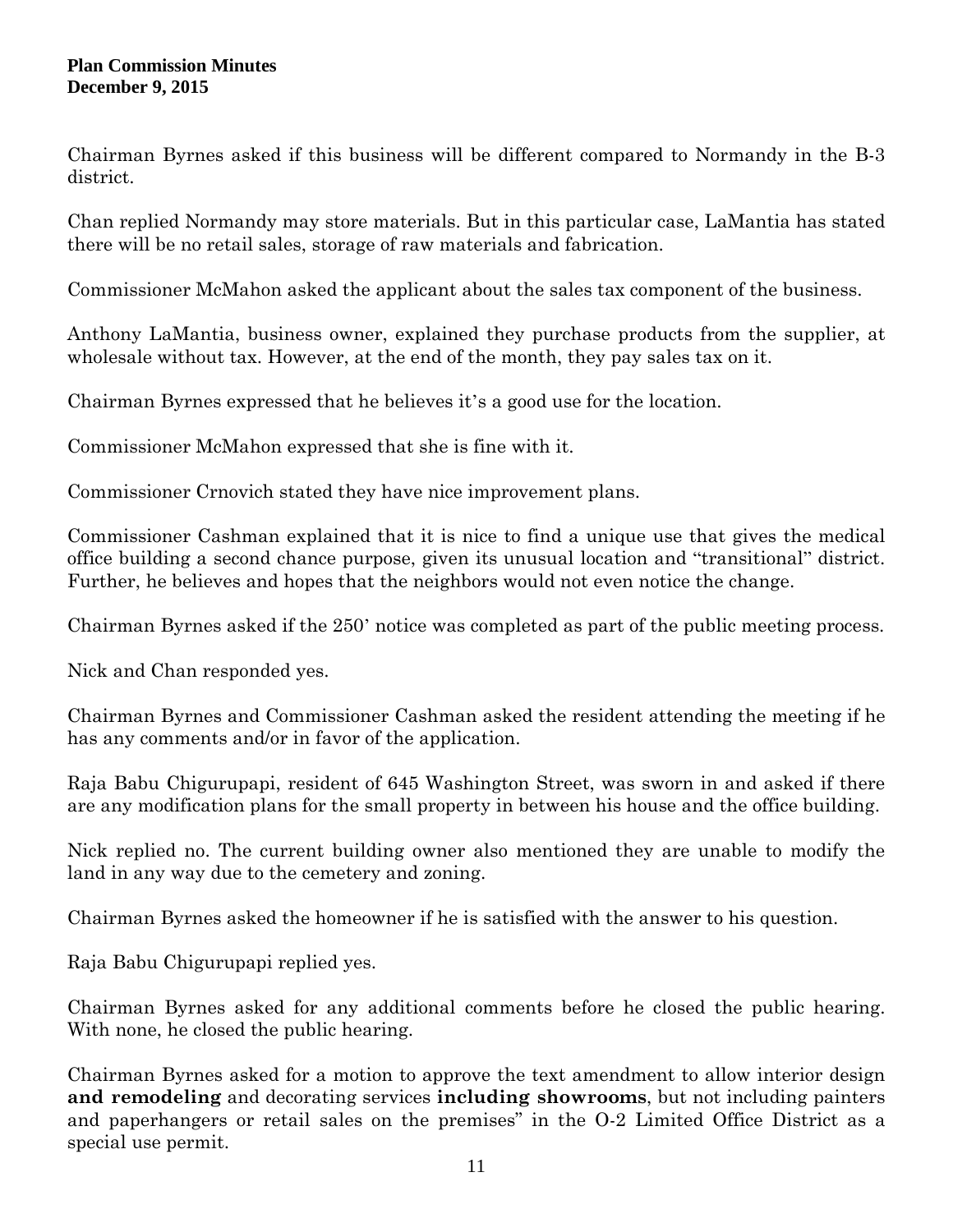Chairman Byrnes asked if this business will be different compared to Normandy in the B-3 district.

Chan replied Normandy may store materials. But in this particular case, LaMantia has stated there will be no retail sales, storage of raw materials and fabrication.

Commissioner McMahon asked the applicant about the sales tax component of the business.

Anthony LaMantia, business owner, explained they purchase products from the supplier, at wholesale without tax. However, at the end of the month, they pay sales tax on it.

Chairman Byrnes expressed that he believes it's a good use for the location.

Commissioner McMahon expressed that she is fine with it.

Commissioner Crnovich stated they have nice improvement plans.

Commissioner Cashman explained that it is nice to find a unique use that gives the medical office building a second chance purpose, given its unusual location and "transitional" district. Further, he believes and hopes that the neighbors would not even notice the change.

Chairman Byrnes asked if the 250' notice was completed as part of the public meeting process.

Nick and Chan responded yes.

Chairman Byrnes and Commissioner Cashman asked the resident attending the meeting if he has any comments and/or in favor of the application.

Raja Babu Chigurupapi, resident of 645 Washington Street, was sworn in and asked if there are any modification plans for the small property in between his house and the office building.

Nick replied no. The current building owner also mentioned they are unable to modify the land in any way due to the cemetery and zoning.

Chairman Byrnes asked the homeowner if he is satisfied with the answer to his question.

Raja Babu Chigurupapi replied yes.

Chairman Byrnes asked for any additional comments before he closed the public hearing. With none, he closed the public hearing.

Chairman Byrnes asked for a motion to approve the text amendment to allow interior design **and remodeling** and decorating services **including showrooms**, but not including painters and paperhangers or retail sales on the premises" in the O-2 Limited Office District as a special use permit.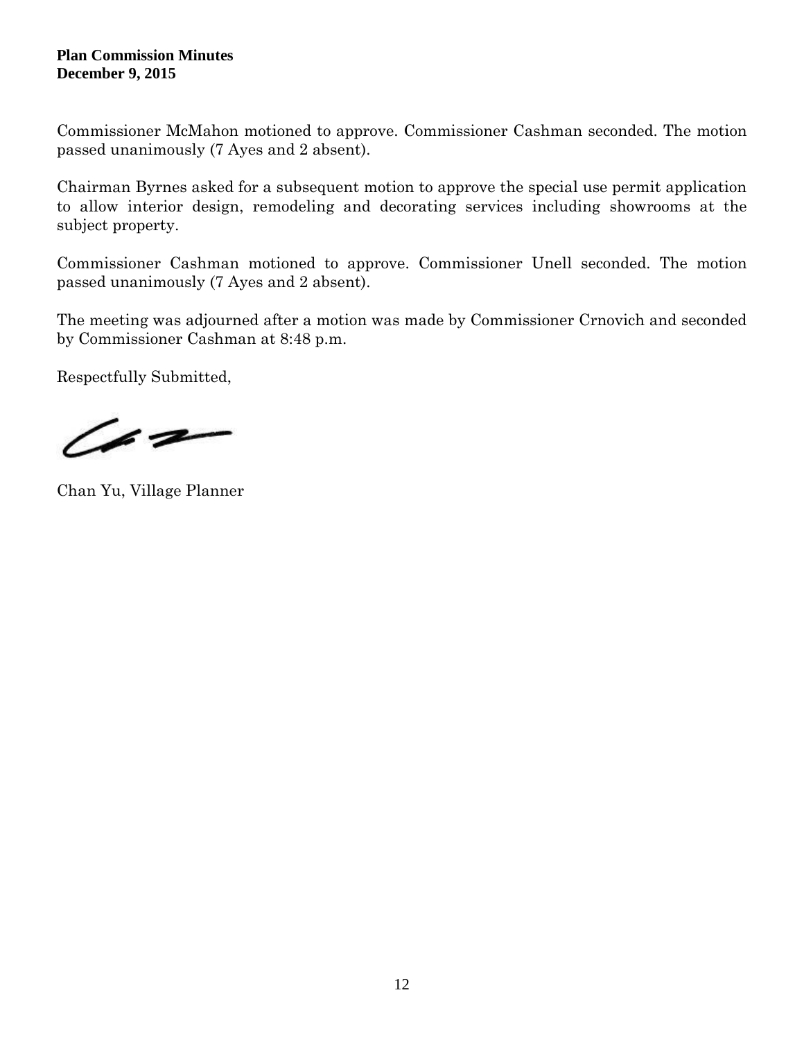Commissioner McMahon motioned to approve. Commissioner Cashman seconded. The motion passed unanimously (7 Ayes and 2 absent).

Chairman Byrnes asked for a subsequent motion to approve the special use permit application to allow interior design, remodeling and decorating services including showrooms at the subject property.

Commissioner Cashman motioned to approve. Commissioner Unell seconded. The motion passed unanimously (7 Ayes and 2 absent).

The meeting was adjourned after a motion was made by Commissioner Crnovich and seconded by Commissioner Cashman at 8:48 p.m.

Respectfully Submitted,

Chan Yu, Village Planner